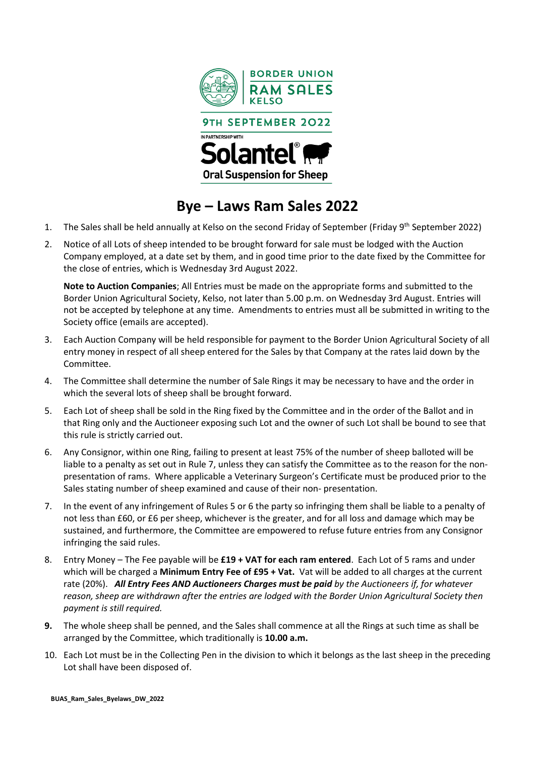BORDER UNION
RAM SALES
KELSO

9TH SEPTEMBER 2022

IN PARTNERSHIP WITH

Solantel®

Oral Suspension for Sheep

# Bye – Laws Ram Sales 2022

1. The Sales shall be held annually at Kelso on the second Friday of September (Friday 9th September 2022)

2. Notice of all Lots of sheep intended to be brought forward for sale must be lodged with the Auction Company employed, at a date set by them, and in good time prior to the date fixed by the Committee for the close of entries, which is Wednesday 3rd August 2022.

   **Note to Auction Companies**; All Entries must be made on the appropriate forms and submitted to the Border Union Agricultural Society, Kelso, not later than 5.00 p.m. on Wednesday 3rd August. Entries will not be accepted by telephone at any time. Amendments to entries must all be submitted in writing to the Society office (emails are accepted).

3. Each Auction Company will be held responsible for payment to the Border Union Agricultural Society of all entry money in respect of all sheep entered for the Sales by that Company at the rates laid down by the Committee.

4. The Committee shall determine the number of Sale Rings it may be necessary to have and the order in which the several lots of sheep shall be brought forward.

5. Each Lot of sheep shall be sold in the Ring fixed by the Committee and in the order of the Ballot and in that Ring only and the Auctioneer exposing such Lot and the owner of such Lot shall be bound to see that this rule is strictly carried out.

6. Any Consignor, within one Ring, failing to present at least 75% of the number of sheep balloted will be liable to a penalty as set out in Rule 7, unless they can satisfy the Committee as to the reason for the non-presentation of rams. Where applicable a Veterinary Surgeon's Certificate must be produced prior to the Sales stating number of sheep examined and cause of their non- presentation.

7. In the event of any infringement of Rules 5 or 6 the party so infringing them shall be liable to a penalty of not less than £60, or £6 per sheep, whichever is the greater, and for all loss and damage which may be sustained, and furthermore, the Committee are empowered to refuse future entries from any Consignor infringing the said rules.

8. Entry Money – The Fee payable will be **£19 + VAT for each ram entered**. Each Lot of 5 rams and under which will be charged a **Minimum Entry Fee of £95 + Vat.** Vat will be added to all charges at the current rate (20%). ***All Entry Fees AND Auctioneers Charges must be paid*** *by the Auctioneers if, for whatever reason, sheep are withdrawn after the entries are lodged with the Border Union Agricultural Society then payment is still required.*

9. The whole sheep shall be penned, and the Sales shall commence at all the Rings at such time as shall be arranged by the Committee, which traditionally is **10.00 a.m.**

10. Each Lot must be in the Collecting Pen in the division to which it belongs as the last sheep in the preceding Lot shall have been disposed of.

BUAS_Ram_Sales_Byelaws_DW_2022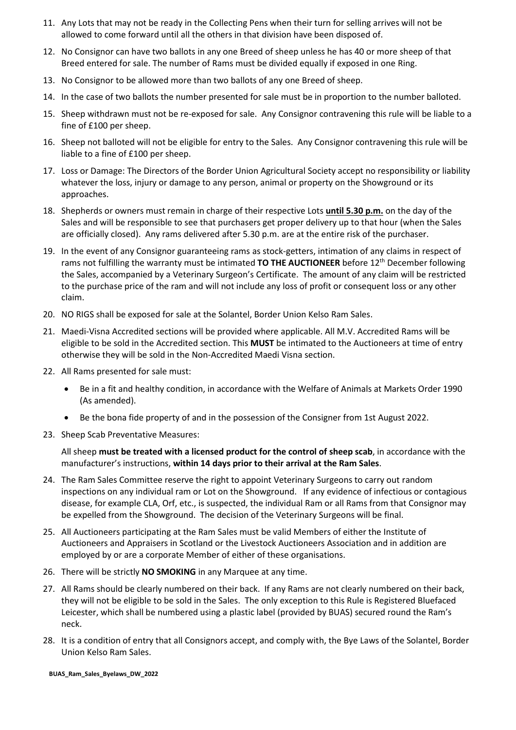11. Any Lots that may not be ready in the Collecting Pens when their turn for selling arrives will not be allowed to come forward until all the others in that division have been disposed of.

12. No Consignor can have two ballots in any one Breed of sheep unless he has 40 or more sheep of that Breed entered for sale. The number of Rams must be divided equally if exposed in one Ring.

13. No Consignor to be allowed more than two ballots of any one Breed of sheep.

14. In the case of two ballots the number presented for sale must be in proportion to the number balloted.

15. Sheep withdrawn must not be re-exposed for sale. Any Consignor contravening this rule will be liable to a fine of £100 per sheep.

16. Sheep not balloted will not be eligible for entry to the Sales. Any Consignor contravening this rule will be liable to a fine of £100 per sheep.

17. Loss or Damage: The Directors of the Border Union Agricultural Society accept no responsibility or liability whatever the loss, injury or damage to any person, animal or property on the Showground or its approaches.

18. Shepherds or owners must remain in charge of their respective Lots **until 5.30 p.m.** on the day of the Sales and will be responsible to see that purchasers get proper delivery up to that hour (when the Sales are officially closed). Any rams delivered after 5.30 p.m. are at the entire risk of the purchaser.

19. In the event of any Consignor guaranteeing rams as stock-getters, intimation of any claims in respect of rams not fulfilling the warranty must be intimated **TO THE AUCTIONEER** before 12th December following the Sales, accompanied by a Veterinary Surgeon's Certificate. The amount of any claim will be restricted to the purchase price of the ram and will not include any loss of profit or consequent loss or any other claim.

20. NO RIGS shall be exposed for sale at the Solantel, Border Union Kelso Ram Sales.

21. Maedi-Visna Accredited sections will be provided where applicable. All M.V. Accredited Rams will be eligible to be sold in the Accredited section. This **MUST** be intimated to the Auctioneers at time of entry otherwise they will be sold in the Non-Accredited Maedi Visna section.

22. All Rams presented for sale must:
    - Be in a fit and healthy condition, in accordance with the Welfare of Animals at Markets Order 1990 (As amended).
    - Be the bona fide property of and in the possession of the Consigner from 1st August 2022.

23. Sheep Scab Preventative Measures:

    All sheep **must be treated with a licensed product for the control of sheep scab**, in accordance with the manufacturer's instructions, **within 14 days prior to their arrival at the Ram Sales**.

24. The Ram Sales Committee reserve the right to appoint Veterinary Surgeons to carry out random inspections on any individual ram or Lot on the Showground. If any evidence of infectious or contagious disease, for example CLA, Orf, etc., is suspected, the individual Ram or all Rams from that Consignor may be expelled from the Showground. The decision of the Veterinary Surgeons will be final.

25. All Auctioneers participating at the Ram Sales must be valid Members of either the Institute of Auctioneers and Appraisers in Scotland or the Livestock Auctioneers Association and in addition are employed by or are a corporate Member of either of these organisations.

26. There will be strictly **NO SMOKING** in any Marquee at any time.

27. All Rams should be clearly numbered on their back. If any Rams are not clearly numbered on their back, they will not be eligible to be sold in the Sales. The only exception to this Rule is Registered Bluefaced Leicester, which shall be numbered using a plastic label (provided by BUAS) secured round the Ram's neck.

28. It is a condition of entry that all Consignors accept, and comply with, the Bye Laws of the Solantel, Border Union Kelso Ram Sales.

**BUAS_Ram_Sales_Byelaws_DW_2022**